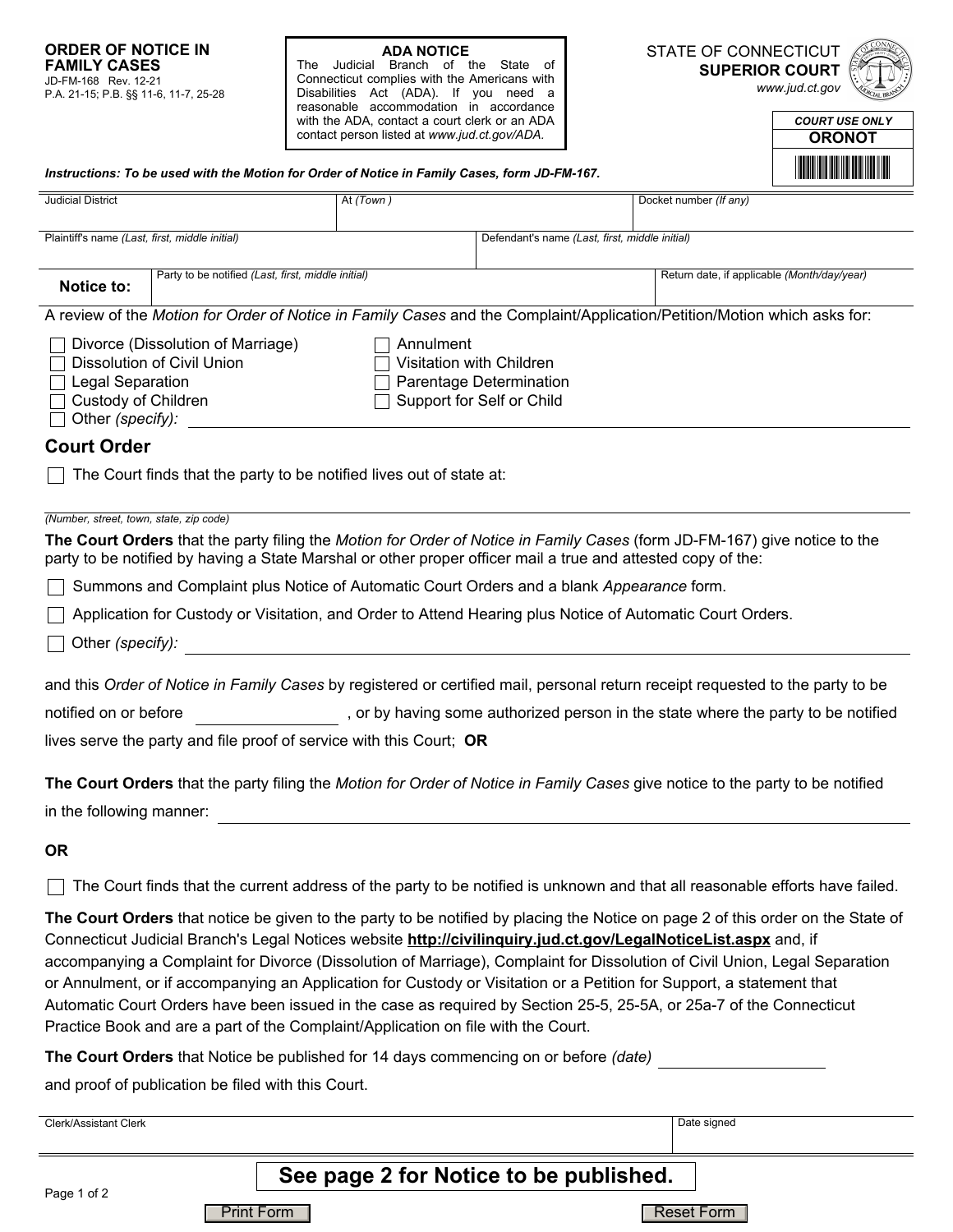**ORDER OF NOTICE IN FAMILY CASES**
JD-FM-168 Rev. 12-21
P.A. 21-15; P.B. §§ 11-6, 11-7, 25-28

**ADA NOTICE**
The Judicial Branch of the State of Connecticut complies with the Americans with Disabilities Act (ADA). If you need a reasonable accommodation in accordance with the ADA, contact a court clerk or an ADA contact person listed at *www.jud.ct.gov/ADA.*

STATE OF CONNECTICUT
**SUPERIOR COURT**
*www.jud.ct.gov*

| COURT USE ONLY |
|---|
| **ORONOT** |

***Instructions: To be used with the Motion for Order of Notice in Family Cases, form JD-FM-167.***

| Judicial District | At *(Town)* | Docket number *(If any)* |
|---|---|---|
| | | |

| Plaintiff's name *(Last, first, middle initial)* | Defendant's name *(Last, first, middle initial)* |
|---|---|
| | |

| **Notice to:** | Party to be notified *(Last, first, middle initial)* | Return date, if applicable *(Month/day/year)* |
|---|---|---|
| | | |

A review of the *Motion for Order of Notice in Family Cases* and the Complaint/Application/Petition/Motion which asks for:

- ☐ Divorce (Dissolution of Marriage)
- ☐ Dissolution of Civil Union
- ☐ Legal Separation
- ☐ Custody of Children
- ☐ Annulment
- ☐ Visitation with Children
- ☐ Parentage Determination
- ☐ Support for Self or Child
- ☐ Other *(specify)*: ____________________

## Court Order

☐ The Court finds that the party to be notified lives out of state at:

____________________
*(Number, street, town, state, zip code)*

**The Court Orders** that the party filing the *Motion for Order of Notice in Family Cases* (form JD-FM-167) give notice to the party to be notified by having a State Marshal or other proper officer mail a true and attested copy of the:

- ☐ Summons and Complaint plus Notice of Automatic Court Orders and a blank *Appearance* form.
- ☐ Application for Custody or Visitation, and Order to Attend Hearing plus Notice of Automatic Court Orders.
- ☐ Other *(specify)*: ____________________

and this *Order of Notice in Family Cases* by registered or certified mail, personal return receipt requested to the party to be notified on or before ______________ , or by having some authorized person in the state where the party to be notified lives serve the party and file proof of service with this Court; **OR**

**The Court Orders** that the party filing the *Motion for Order of Notice in Family Cases* give notice to the party to be notified in the following manner: ____________________

**OR**

☐ The Court finds that the current address of the party to be notified is unknown and that all reasonable efforts have failed.

**The Court Orders** that notice be given to the party to be notified by placing the Notice on page 2 of this order on the State of Connecticut Judicial Branch's Legal Notices website **http://civilinquiry.jud.ct.gov/LegalNoticeList.aspx** and, if accompanying a Complaint for Divorce (Dissolution of Marriage), Complaint for Dissolution of Civil Union, Legal Separation or Annulment, or if accompanying an Application for Custody or Visitation or a Petition for Support, a statement that Automatic Court Orders have been issued in the case as required by Section 25-5, 25-5A, or 25a-7 of the Connecticut Practice Book and are a part of the Complaint/Application on file with the Court.

**The Court Orders** that Notice be published for 14 days commencing on or before *(date)* ______________ and proof of publication be filed with this Court.

| Clerk/Assistant Clerk | Date signed |
|---|---|
| | |

**See page 2 for Notice to be published.**

Print Form | Reset Form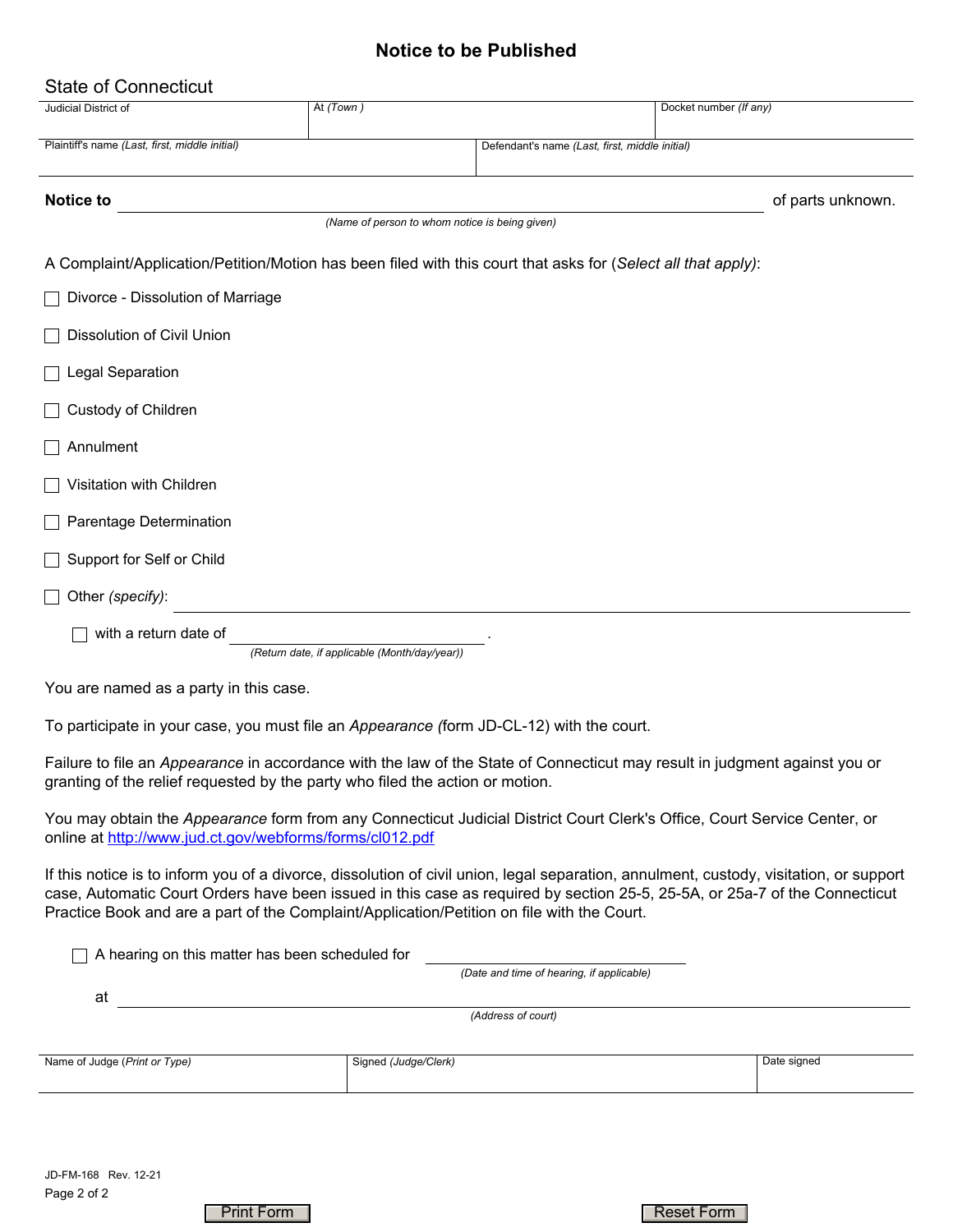# Notice to be Published

State of Connecticut

| Judicial District of | At *(Town)* | Docket number *(If any)* |
|---|---|---|
| | | |

| Plaintiff's name *(Last, first, middle initial)* | Defendant's name *(Last, first, middle initial)* |
|---|---|
| | |

**Notice to** ______________________________ of parts unknown.
*(Name of person to whom notice is being given)*

A Complaint/Application/Petition/Motion has been filed with this court that asks for (*Select all that apply)*:

- ☐ Divorce - Dissolution of Marriage
- ☐ Dissolution of Civil Union
- ☐ Legal Separation
- ☐ Custody of Children
- ☐ Annulment
- ☐ Visitation with Children
- ☐ Parentage Determination
- ☐ Support for Self or Child
- ☐ Other *(specify)*: ______________________________

☐ with a return date of ______________________________ .
*(Return date, if applicable (Month/day/year))*

You are named as a party in this case.

To participate in your case, you must file an *Appearance (*form JD-CL-12) with the court.

Failure to file an *Appearance* in accordance with the law of the State of Connecticut may result in judgment against you or granting of the relief requested by the party who filed the action or motion.

You may obtain the *Appearance* form from any Connecticut Judicial District Court Clerk's Office, Court Service Center, or online at http://www.jud.ct.gov/webforms/forms/cl012.pdf

If this notice is to inform you of a divorce, dissolution of civil union, legal separation, annulment, custody, visitation, or support case, Automatic Court Orders have been issued in this case as required by section 25-5, 25-5A, or 25a-7 of the Connecticut Practice Book and are a part of the Complaint/Application/Petition on file with the Court.

☐ A hearing on this matter has been scheduled for ______________________________
*(Date and time of hearing, if applicable)*

at ______________________________
*(Address of court)*

| Name of Judge (*Print or Type*) | Signed *(Judge/Clerk)* | Date signed |
|---|---|---|
| | | |

JD-FM-168 Rev. 12-21